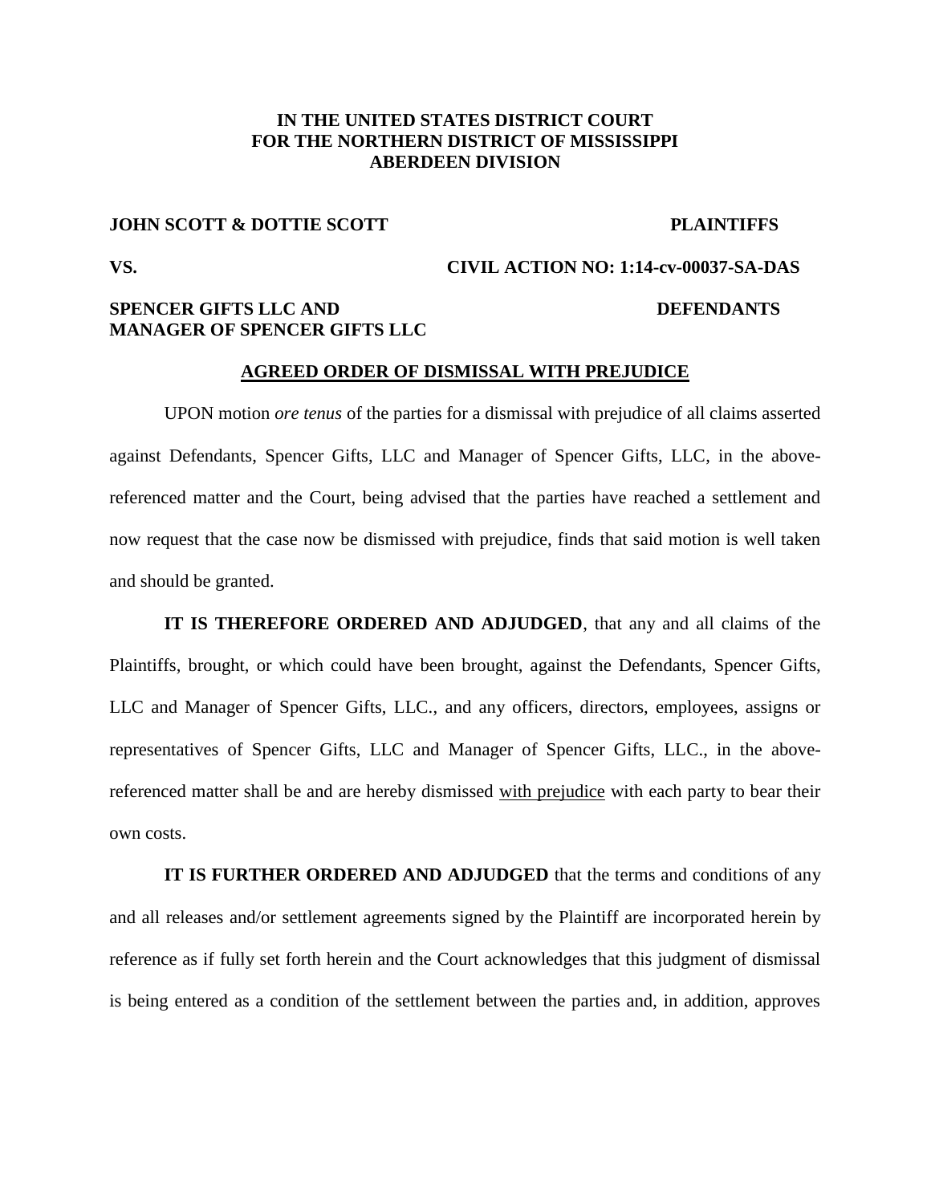**IN THE UNITED STATES DISTRICT COURT**
**FOR THE NORTHERN DISTRICT OF MISSISSIPPI**
**ABERDEEN DIVISION**

**JOHN SCOTT & DOTTIE SCOTT** **PLAINTIFFS**

**VS.** **CIVIL ACTION NO: 1:14-cv-00037-SA-DAS**

**SPENCER GIFTS LLC AND MANAGER OF SPENCER GIFTS LLC** **DEFENDANTS**

**AGREED ORDER OF DISMISSAL WITH PREJUDICE**

UPON motion *ore tenus* of the parties for a dismissal with prejudice of all claims asserted against Defendants, Spencer Gifts, LLC and Manager of Spencer Gifts, LLC, in the above-referenced matter and the Court, being advised that the parties have reached a settlement and now request that the case now be dismissed with prejudice, finds that said motion is well taken and should be granted.

**IT IS THEREFORE ORDERED AND ADJUDGED**, that any and all claims of the Plaintiffs, brought, or which could have been brought, against the Defendants, Spencer Gifts, LLC and Manager of Spencer Gifts, LLC., and any officers, directors, employees, assigns or representatives of Spencer Gifts, LLC and Manager of Spencer Gifts, LLC., in the above-referenced matter shall be and are hereby dismissed with prejudice with each party to bear their own costs.

**IT IS FURTHER ORDERED AND ADJUDGED** that the terms and conditions of any and all releases and/or settlement agreements signed by the Plaintiff are incorporated herein by reference as if fully set forth herein and the Court acknowledges that this judgment of dismissal is being entered as a condition of the settlement between the parties and, in addition, approves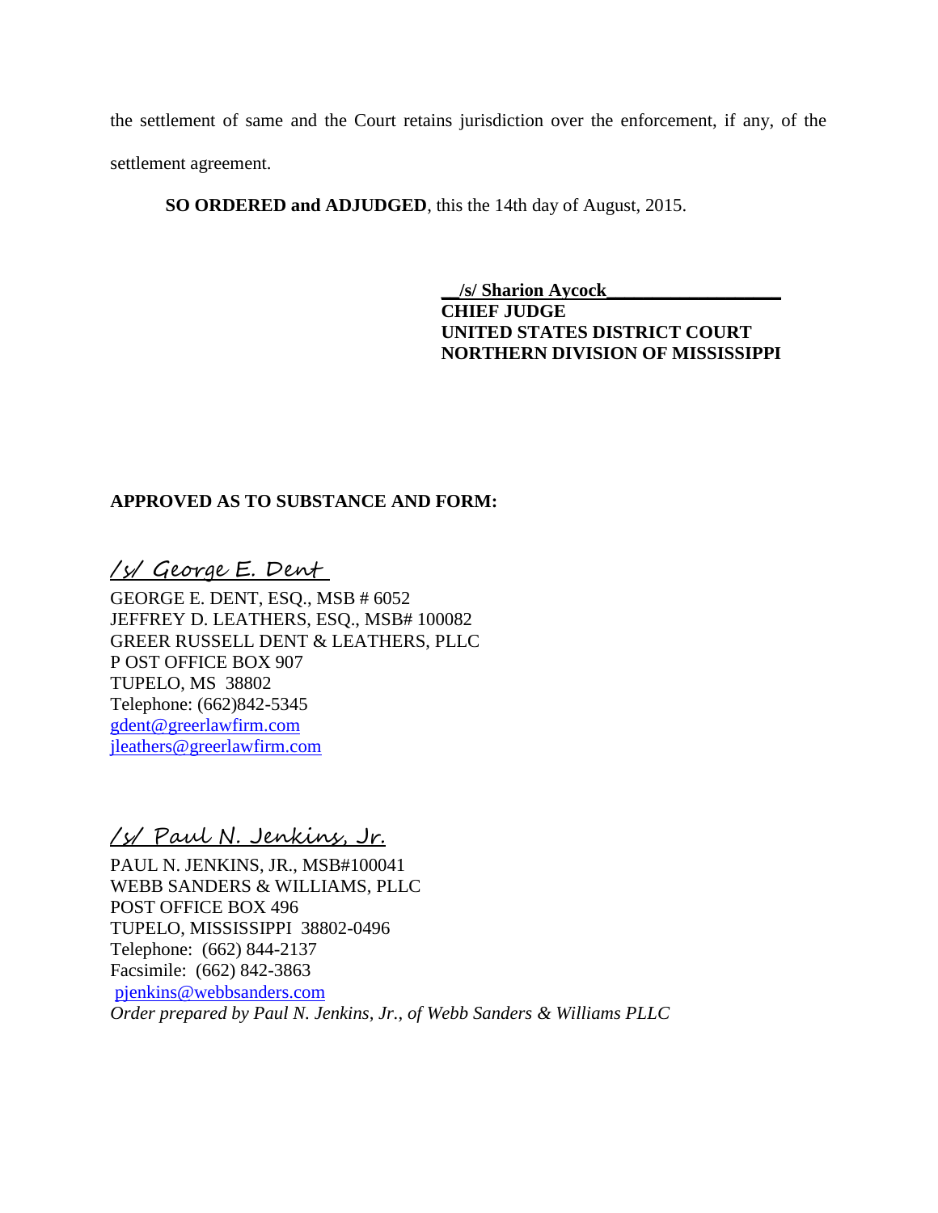the settlement of same and the Court retains jurisdiction over the enforcement, if any, of the settlement agreement.

**SO ORDERED and ADJUDGED**, this the 14th day of August, 2015.

**__/s/ Sharion Aycock___________________**
**CHIEF JUDGE**
**UNITED STATES DISTRICT COURT**
**NORTHERN DIVISION OF MISSISSIPPI**

**APPROVED AS TO SUBSTANCE AND FORM:**

/s/ George E. Dent
GEORGE E. DENT, ESQ., MSB # 6052
JEFFREY D. LEATHERS, ESQ., MSB# 100082
GREER RUSSELL DENT & LEATHERS, PLLC
P OST OFFICE BOX 907
TUPELO, MS 38802
Telephone: (662)842-5345
gdent@greerlawfirm.com
jleathers@greerlawfirm.com

/s/ Paul N. Jenkins, Jr.
PAUL N. JENKINS, JR., MSB#100041
WEBB SANDERS & WILLIAMS, PLLC
POST OFFICE BOX 496
TUPELO, MISSISSIPPI 38802-0496
Telephone: (662) 844-2137
Facsimile: (662) 842-3863
pjenkins@webbsanders.com
*Order prepared by Paul N. Jenkins, Jr., of Webb Sanders & Williams PLLC*